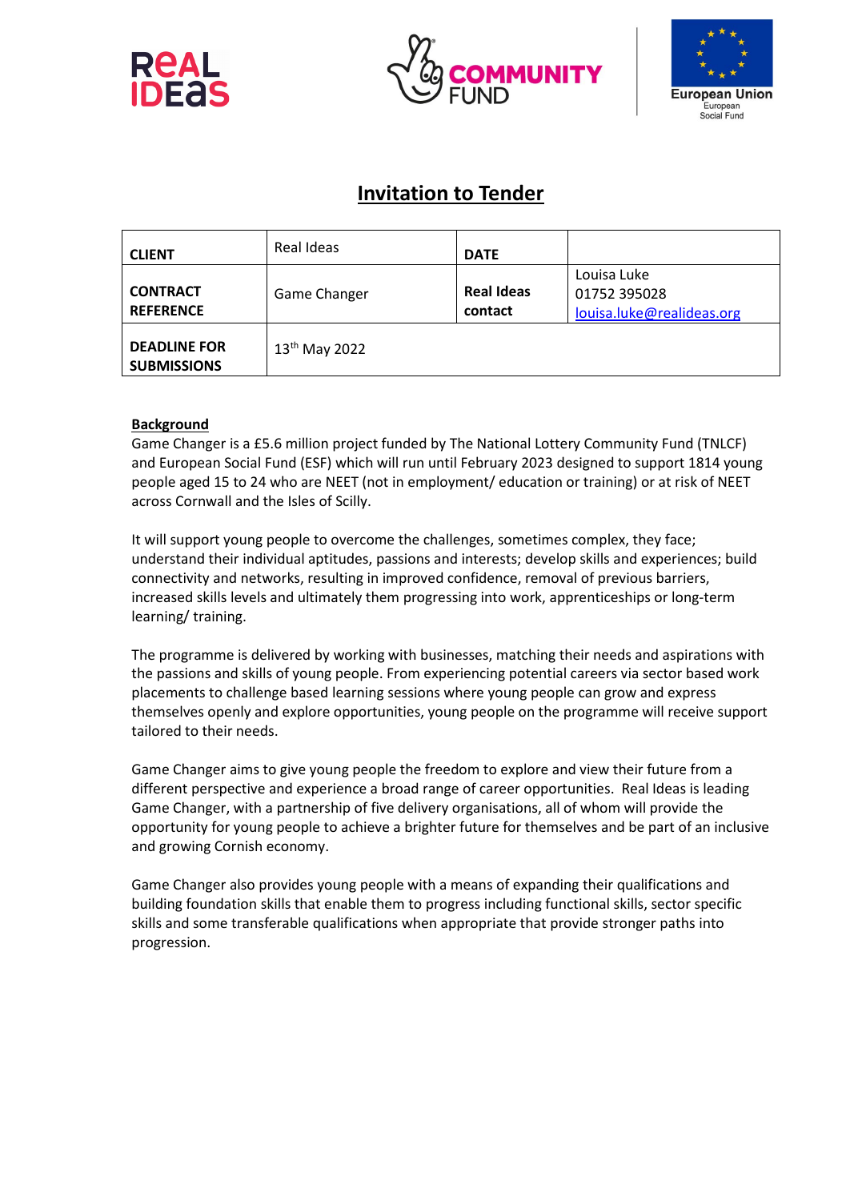# Invitation to Tender

| CLIENT | Real Ideas | DATE | |
|---|---|---|---|
| CONTRACT REFERENCE | Game Changer | Real Ideas contact | Louisa Luke<br>01752 395028<br>louisa.luke@realideas.org |
| DEADLINE FOR SUBMISSIONS | 13th May 2022 | | |

**Background**

Game Changer is a £5.6 million project funded by The National Lottery Community Fund (TNLCF) and European Social Fund (ESF) which will run until February 2023 designed to support 1814 young people aged 15 to 24 who are NEET (not in employment/ education or training) or at risk of NEET across Cornwall and the Isles of Scilly.

It will support young people to overcome the challenges, sometimes complex, they face; understand their individual aptitudes, passions and interests; develop skills and experiences; build connectivity and networks, resulting in improved confidence, removal of previous barriers, increased skills levels and ultimately them progressing into work, apprenticeships or long-term learning/ training.

The programme is delivered by working with businesses, matching their needs and aspirations with the passions and skills of young people. From experiencing potential careers via sector based work placements to challenge based learning sessions where young people can grow and express themselves openly and explore opportunities, young people on the programme will receive support tailored to their needs.

Game Changer aims to give young people the freedom to explore and view their future from a different perspective and experience a broad range of career opportunities. Real Ideas is leading Game Changer, with a partnership of five delivery organisations, all of whom will provide the opportunity for young people to achieve a brighter future for themselves and be part of an inclusive and growing Cornish economy.

Game Changer also provides young people with a means of expanding their qualifications and building foundation skills that enable them to progress including functional skills, sector specific skills and some transferable qualifications when appropriate that provide stronger paths into progression.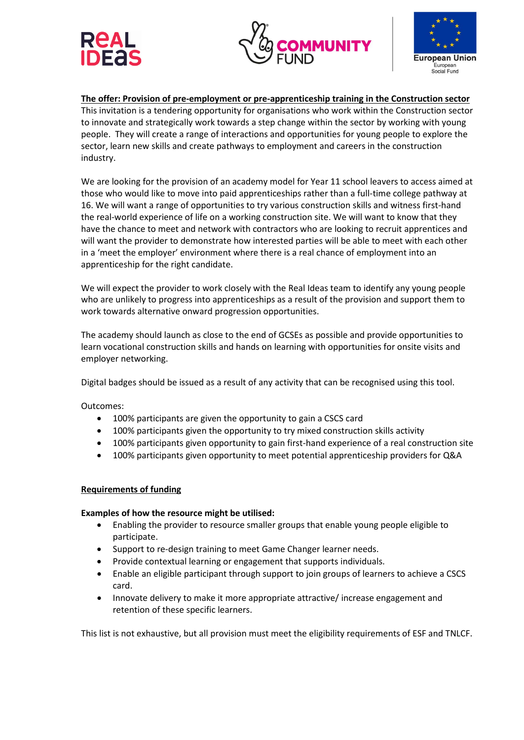**The offer: Provision of pre-employment or pre-apprenticeship training in the Construction sector**

This invitation is a tendering opportunity for organisations who work within the Construction sector to innovate and strategically work towards a step change within the sector by working with young people. They will create a range of interactions and opportunities for young people to explore the sector, learn new skills and create pathways to employment and careers in the construction industry.

We are looking for the provision of an academy model for Year 11 school leavers to access aimed at those who would like to move into paid apprenticeships rather than a full-time college pathway at 16. We will want a range of opportunities to try various construction skills and witness first-hand the real-world experience of life on a working construction site. We will want to know that they have the chance to meet and network with contractors who are looking to recruit apprentices and will want the provider to demonstrate how interested parties will be able to meet with each other in a 'meet the employer' environment where there is a real chance of employment into an apprenticeship for the right candidate.

We will expect the provider to work closely with the Real Ideas team to identify any young people who are unlikely to progress into apprenticeships as a result of the provision and support them to work towards alternative onward progression opportunities.

The academy should launch as close to the end of GCSEs as possible and provide opportunities to learn vocational construction skills and hands on learning with opportunities for onsite visits and employer networking.

Digital badges should be issued as a result of any activity that can be recognised using this tool.

Outcomes:

- 100% participants are given the opportunity to gain a CSCS card
- 100% participants given the opportunity to try mixed construction skills activity
- 100% participants given opportunity to gain first-hand experience of a real construction site
- 100% participants given opportunity to meet potential apprenticeship providers for Q&A

**Requirements of funding**

**Examples of how the resource might be utilised:**

- Enabling the provider to resource smaller groups that enable young people eligible to participate.
- Support to re-design training to meet Game Changer learner needs.
- Provide contextual learning or engagement that supports individuals.
- Enable an eligible participant through support to join groups of learners to achieve a CSCS card.
- Innovate delivery to make it more appropriate attractive/ increase engagement and retention of these specific learners.

This list is not exhaustive, but all provision must meet the eligibility requirements of ESF and TNLCF.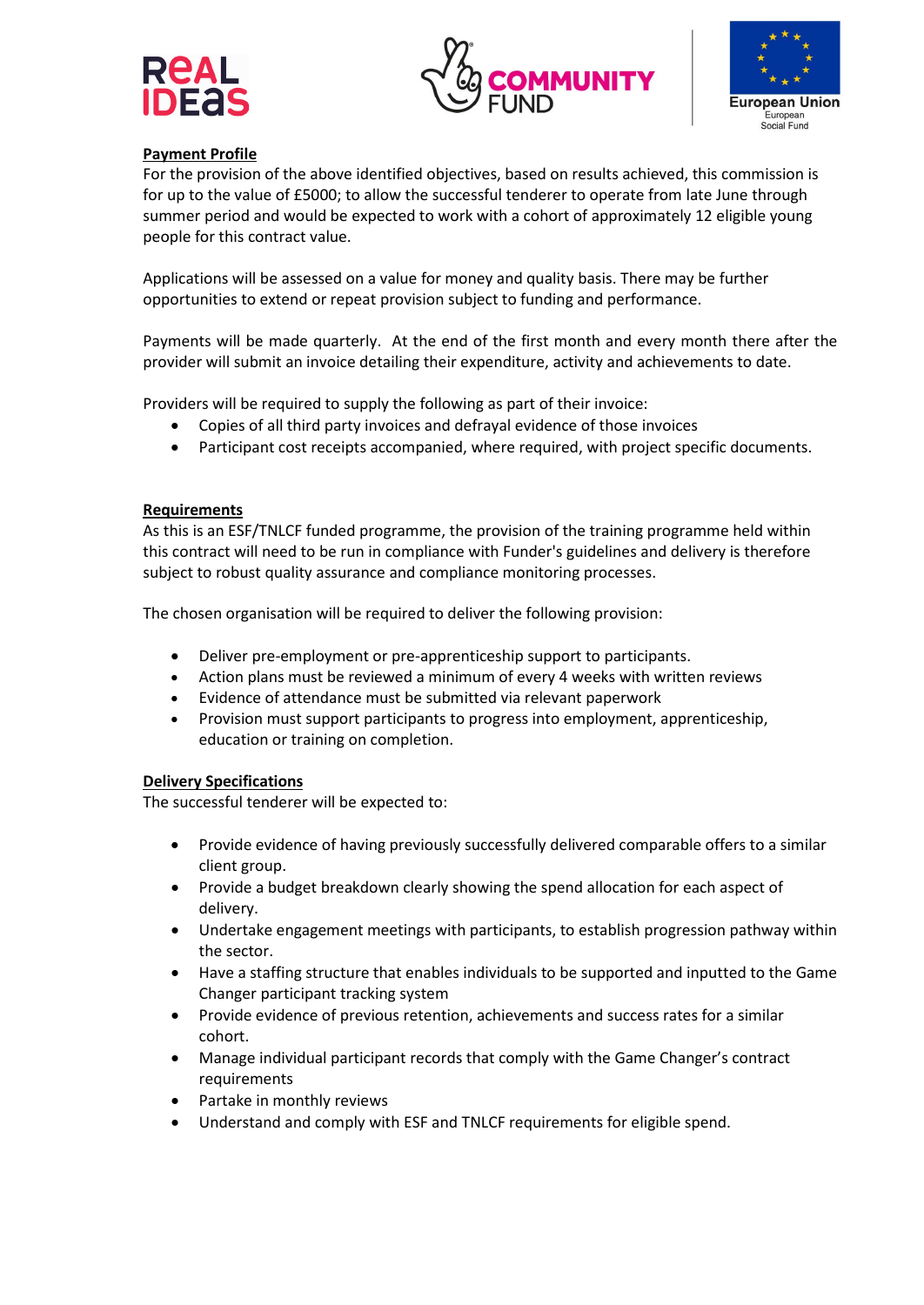## Payment Profile

For the provision of the above identified objectives, based on results achieved, this commission is for up to the value of £5000; to allow the successful tenderer to operate from late June through summer period and would be expected to work with a cohort of approximately 12 eligible young people for this contract value.

Applications will be assessed on a value for money and quality basis. There may be further opportunities to extend or repeat provision subject to funding and performance.

Payments will be made quarterly. At the end of the first month and every month there after the provider will submit an invoice detailing their expenditure, activity and achievements to date.

Providers will be required to supply the following as part of their invoice:

- Copies of all third party invoices and defrayal evidence of those invoices
- Participant cost receipts accompanied, where required, with project specific documents.

## Requirements

As this is an ESF/TNLCF funded programme, the provision of the training programme held within this contract will need to be run in compliance with Funder's guidelines and delivery is therefore subject to robust quality assurance and compliance monitoring processes.

The chosen organisation will be required to deliver the following provision:

- Deliver pre-employment or pre-apprenticeship support to participants.
- Action plans must be reviewed a minimum of every 4 weeks with written reviews
- Evidence of attendance must be submitted via relevant paperwork
- Provision must support participants to progress into employment, apprenticeship, education or training on completion.

## Delivery Specifications

The successful tenderer will be expected to:

- Provide evidence of having previously successfully delivered comparable offers to a similar client group.
- Provide a budget breakdown clearly showing the spend allocation for each aspect of delivery.
- Undertake engagement meetings with participants, to establish progression pathway within the sector.
- Have a staffing structure that enables individuals to be supported and inputted to the Game Changer participant tracking system
- Provide evidence of previous retention, achievements and success rates for a similar cohort.
- Manage individual participant records that comply with the Game Changer's contract requirements
- Partake in monthly reviews
- Understand and comply with ESF and TNLCF requirements for eligible spend.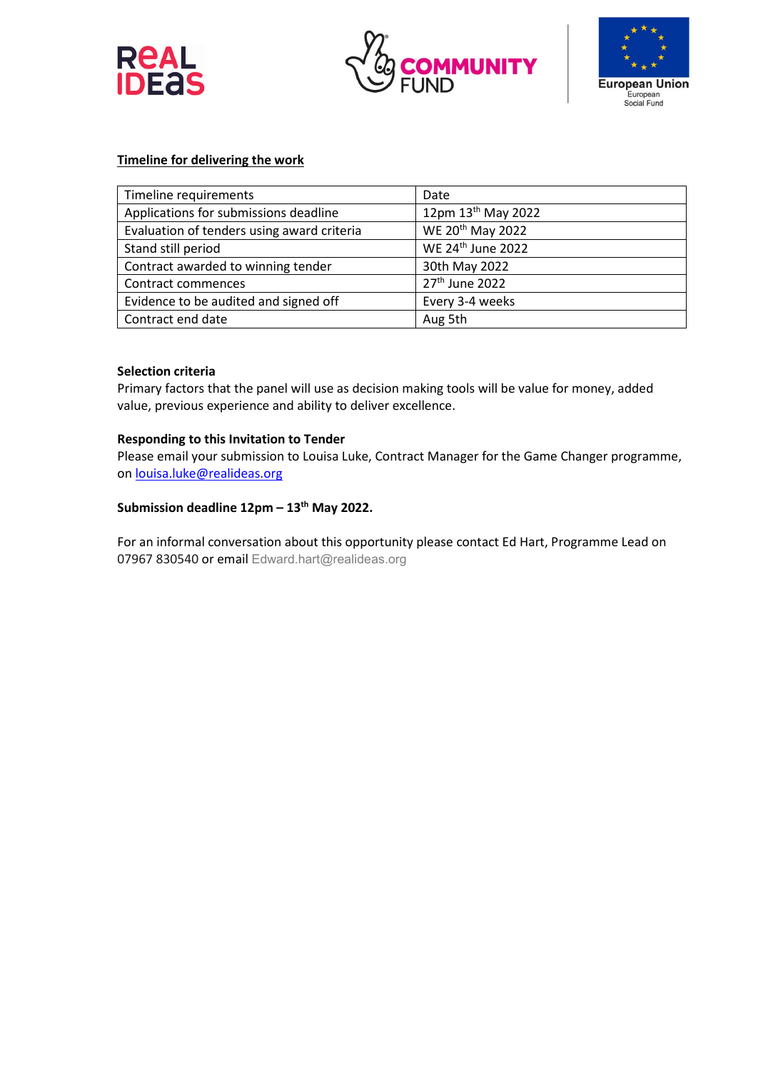**Timeline for delivering the work**

| Timeline requirements | Date |
|---|---|
| Applications for submissions deadline | 12pm 13th May 2022 |
| Evaluation of tenders using award criteria | WE 20th May 2022 |
| Stand still period | WE 24th June 2022 |
| Contract awarded to winning tender | 30th May 2022 |
| Contract commences | 27th June 2022 |
| Evidence to be audited and signed off | Every 3-4 weeks |
| Contract end date | Aug 5th |

**Selection criteria**

Primary factors that the panel will use as decision making tools will be value for money, added value, previous experience and ability to deliver excellence.

**Responding to this Invitation to Tender**

Please email your submission to Louisa Luke, Contract Manager for the Game Changer programme, on louisa.luke@realideas.org

**Submission deadline 12pm – 13th May 2022.**

For an informal conversation about this opportunity please contact Ed Hart, Programme Lead on 07967 830540 or email Edward.hart@realideas.org